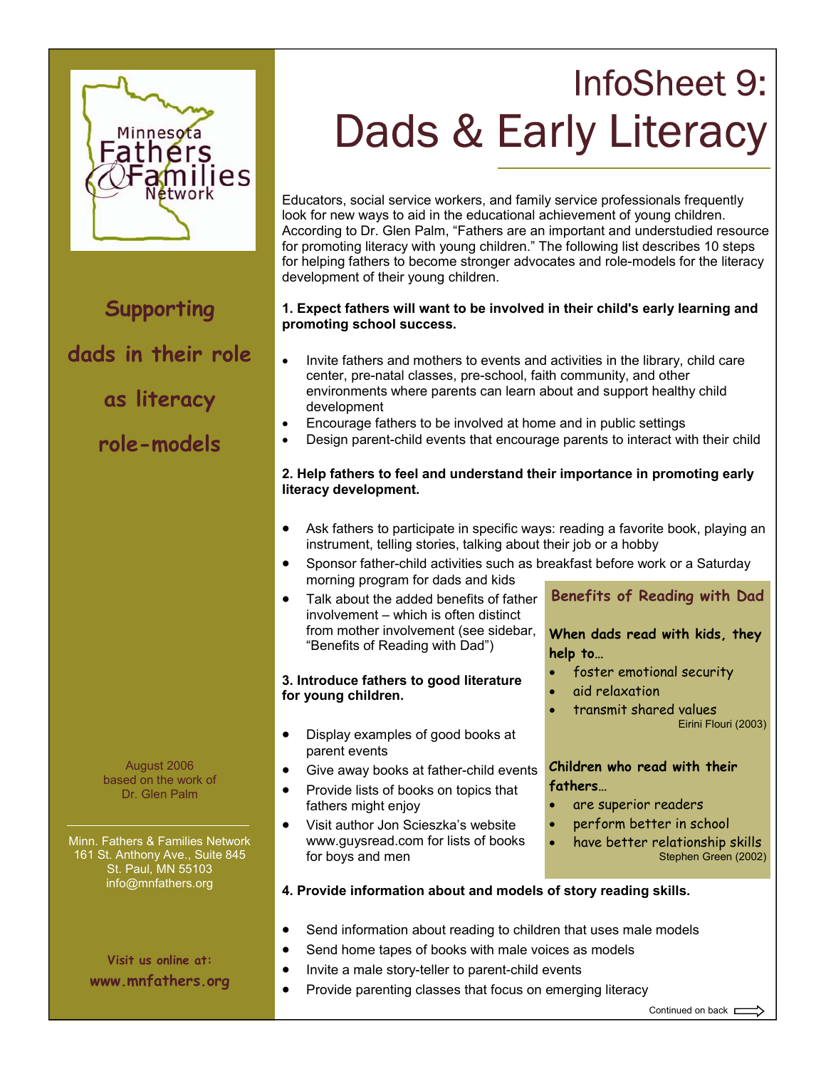# InfoSheet 9: Dads & Early Literacy

Minnesota Fathers & Families Network

**Supporting dads in their role as literacy role-models**

Educators, social service workers, and family service professionals frequently look for new ways to aid in the educational achievement of young children. According to Dr. Glen Palm, "Fathers are an important and understudied resource for promoting literacy with young children." The following list describes 10 steps for helping fathers to become stronger advocates and role-models for the literacy development of their young children.

**1. Expect fathers will want to be involved in their child's early learning and promoting school success.**

- Invite fathers and mothers to events and activities in the library, child care center, pre-natal classes, pre-school, faith community, and other environments where parents can learn about and support healthy child development
- Encourage fathers to be involved at home and in public settings
- Design parent-child events that encourage parents to interact with their child

**2. Help fathers to feel and understand their importance in promoting early literacy development.**

- Ask fathers to participate in specific ways: reading a favorite book, playing an instrument, telling stories, talking about their job or a hobby
- Sponsor father-child activities such as breakfast before work or a Saturday morning program for dads and kids
- Talk about the added benefits of father involvement – which is often distinct from mother involvement (see sidebar, "Benefits of Reading with Dad")

**3. Introduce fathers to good literature for young children.**

- Display examples of good books at parent events
- Give away books at father-child events
- Provide lists of books on topics that fathers might enjoy
- Visit author Jon Scieszka's website www.guysread.com for lists of books for boys and men

### Benefits of Reading with Dad

**When dads read with kids, they help to…**

- foster emotional security
- aid relaxation
- transmit shared values

Eirini Flouri (2003)

**Children who read with their fathers…**

- are superior readers
- perform better in school
- have better relationship skills

Stephen Green (2002)

**4. Provide information about and models of story reading skills.**

- Send information about reading to children that uses male models
- Send home tapes of books with male voices as models
- Invite a male story-teller to parent-child events
- Provide parenting classes that focus on emerging literacy

Continued on back

August 2006
based on the work of
Dr. Glen Palm

Minn. Fathers & Families Network
161 St. Anthony Ave., Suite 845
St. Paul, MN 55103
info@mnfathers.org

Visit us online at:
www.mnfathers.org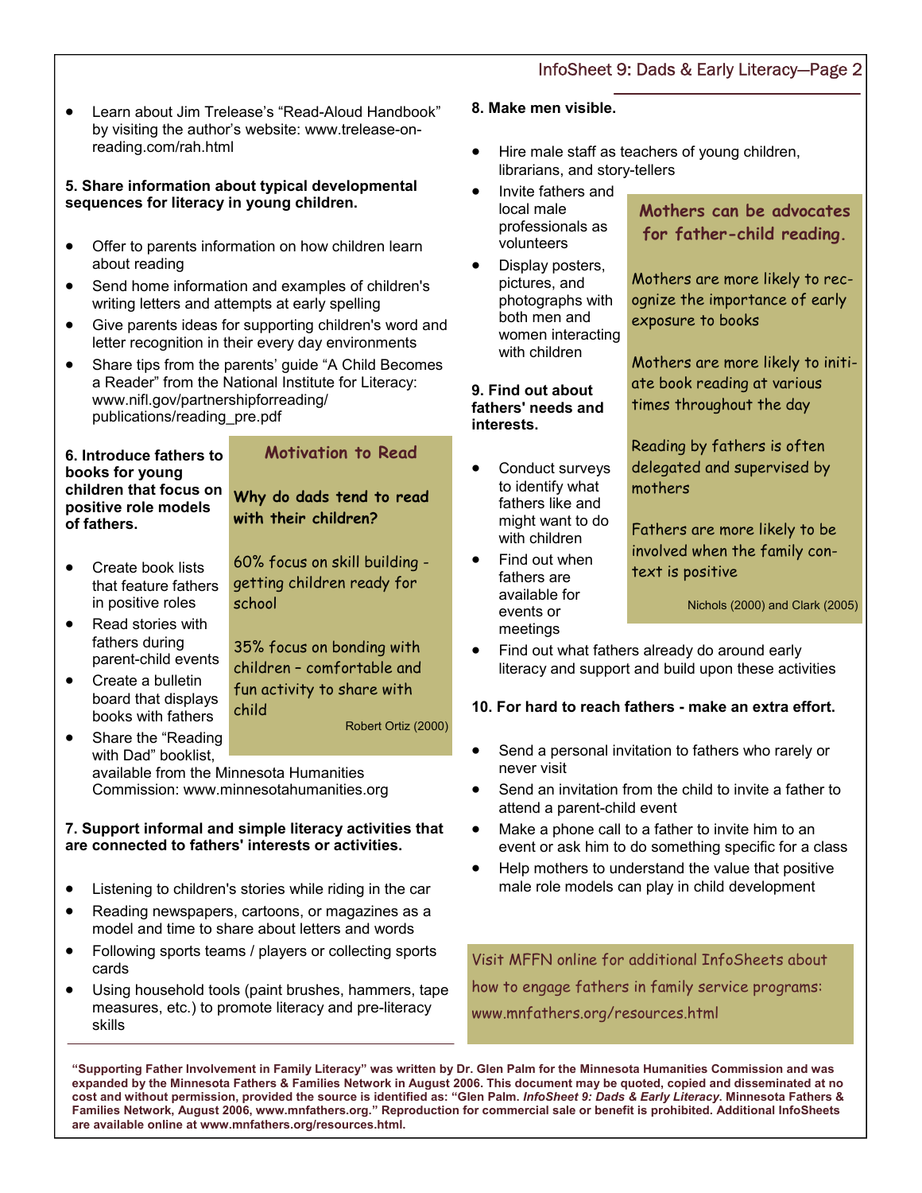- Learn about Jim Trelease's "Read-Aloud Handbook" by visiting the author's website: www.trelease-on-reading.com/rah.html

**5. Share information about typical developmental sequences for literacy in young children.**

- Offer to parents information on how children learn about reading
- Send home information and examples of children's writing letters and attempts at early spelling
- Give parents ideas for supporting children's word and letter recognition in their every day environments
- Share tips from the parents' guide "A Child Becomes a Reader" from the National Institute for Literacy: www.nifl.gov/partnershipforreading/publications/reading_pre.pdf

**6. Introduce fathers to books for young children that focus on positive role models of fathers.**

- Create book lists that feature fathers in positive roles
- Read stories with fathers during parent-child events
- Create a bulletin board that displays books with fathers
- Share the "Reading with Dad" booklist, available from the Minnesota Humanities Commission: www.minnesotahumanities.org

> **Motivation to Read**
>
> **Why do dads tend to read with their children?**
>
> 60% focus on skill building - getting children ready for school
>
> 35% focus on bonding with children – comfortable and fun activity to share with child
>
> Robert Ortiz (2000)

**7. Support informal and simple literacy activities that are connected to fathers' interests or activities.**

- Listening to children's stories while riding in the car
- Reading newspapers, cartoons, or magazines as a model and time to share about letters and words
- Following sports teams / players or collecting sports cards
- Using household tools (paint brushes, hammers, tape measures, etc.) to promote literacy and pre-literacy skills

**8. Make men visible.**

- Hire male staff as teachers of young children, librarians, and story-tellers
- Invite fathers and local male professionals as volunteers
- Display posters, pictures, and photographs with both men and women interacting with children

**9. Find out about fathers' needs and interests.**

- Conduct surveys to identify what fathers like and might want to do with children
- Find out when fathers are available for events or meetings
- Find out what fathers already do around early literacy and support and build upon these activities

> **Mothers can be advocates for father-child reading.**
>
> Mothers are more likely to recognize the importance of early exposure to books
>
> Mothers are more likely to initiate book reading at various times throughout the day
>
> Reading by fathers is often delegated and supervised by mothers
>
> Fathers are more likely to be involved when the family context is positive
>
> Nichols (2000) and Clark (2005)

**10. For hard to reach fathers - make an extra effort.**

- Send a personal invitation to fathers who rarely or never visit
- Send an invitation from the child to invite a father to attend a parent-child event
- Make a phone call to a father to invite him to an event or ask him to do something specific for a class
- Help mothers to understand the value that positive male role models can play in child development

> Visit MFFN online for additional InfoSheets about how to engage fathers in family service programs: www.mnfathers.org/resources.html

**"Supporting Father Involvement in Family Literacy" was written by Dr. Glen Palm for the Minnesota Humanities Commission and was expanded by the Minnesota Fathers & Families Network in August 2006. This document may be quoted, copied and disseminated at no cost and without permission, provided the source is identified as: "Glen Palm. *InfoSheet 9: Dads & Early Literacy*. Minnesota Fathers & Families Network, August 2006, www.mnfathers.org." Reproduction for commercial sale or benefit is prohibited. Additional InfoSheets are available online at www.mnfathers.org/resources.html.**